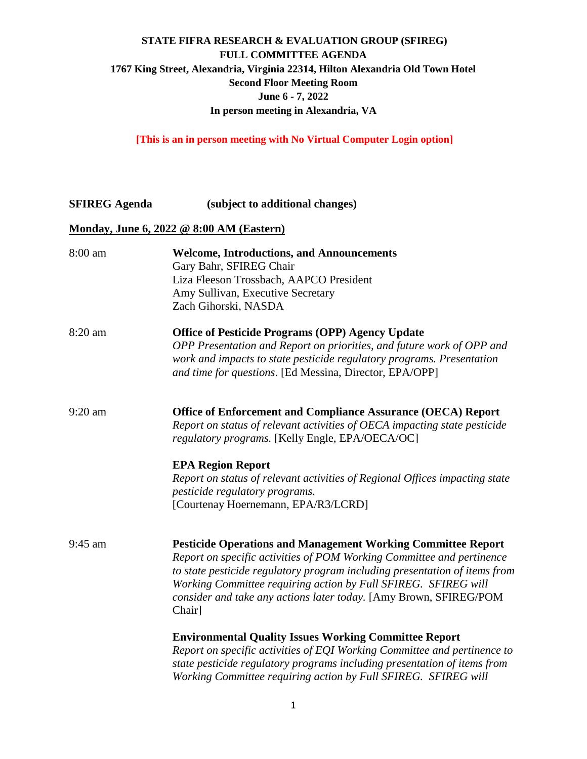**STATE FIFRA RESEARCH & EVALUATION GROUP (SFIREG)**
**FULL COMMITTEE AGENDA**
**1767 King Street, Alexandria, Virginia 22314, Hilton Alexandria Old Town Hotel**
**Second Floor Meeting Room**
**June 6 - 7, 2022**
**In person meeting in Alexandria, VA**

**[This is an in person meeting with No Virtual Computer Login option]**

**SFIREG Agenda (subject to additional changes)**

**Monday, June 6, 2022 @ 8:00 AM (Eastern)**

8:00 am — **Welcome, Introductions, and Announcements**
Gary Bahr, SFIREG Chair
Liza Fleeson Trossbach, AAPCO President
Amy Sullivan, Executive Secretary
Zach Gihorski, NASDA

8:20 am — **Office of Pesticide Programs (OPP) Agency Update**
*OPP Presentation and Report on priorities, and future work of OPP and work and impacts to state pesticide regulatory programs. Presentation and time for questions*. [Ed Messina, Director, EPA/OPP]

9:20 am — **Office of Enforcement and Compliance Assurance (OECA) Report**
*Report on status of relevant activities of OECA impacting state pesticide regulatory programs.* [Kelly Engle, EPA/OECA/OC]

**EPA Region Report**
*Report on status of relevant activities of Regional Offices impacting state pesticide regulatory programs.*
[Courtenay Hoernemann, EPA/R3/LCRD]

9:45 am — **Pesticide Operations and Management Working Committee Report**
*Report on specific activities of POM Working Committee and pertinence to state pesticide regulatory program including presentation of items from Working Committee requiring action by Full SFIREG. SFIREG will consider and take any actions later today.* [Amy Brown, SFIREG/POM Chair]

**Environmental Quality Issues Working Committee Report**
*Report on specific activities of EQI Working Committee and pertinence to state pesticide regulatory programs including presentation of items from Working Committee requiring action by Full SFIREG. SFIREG will*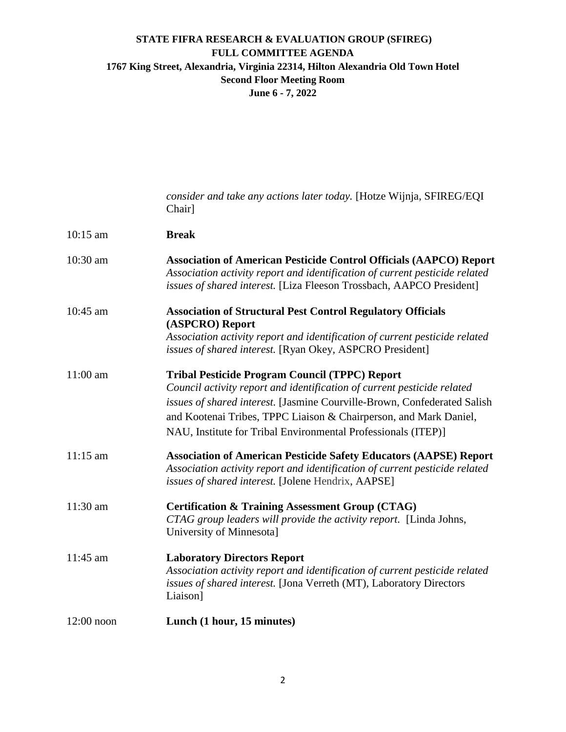*consider and take any actions later today.* [Hotze Wijnja, SFIREG/EQI Chair]

| | |
|---|---|
| 10:15 am | **Break** |
| 10:30 am | **Association of American Pesticide Control Officials (AAPCO) Report**<br>*Association activity report and identification of current pesticide related issues of shared interest.* [Liza Fleeson Trossbach, AAPCO President] |
| 10:45 am | **Association of Structural Pest Control Regulatory Officials (ASPCRO) Report**<br>*Association activity report and identification of current pesticide related issues of shared interest.* [Ryan Okey, ASPCRO President] |
| 11:00 am | **Tribal Pesticide Program Council (TPPC) Report**<br>*Council activity report and identification of current pesticide related issues of shared interest.* [Jasmine Courville-Brown, Confederated Salish and Kootenai Tribes, TPPC Liaison & Chairperson, and Mark Daniel, NAU, Institute for Tribal Environmental Professionals (ITEP)] |
| 11:15 am | **Association of American Pesticide Safety Educators (AAPSE) Report**<br>*Association activity report and identification of current pesticide related issues of shared interest.* [Jolene Hendrix, AAPSE] |
| 11:30 am | **Certification & Training Assessment Group (CTAG)**<br>*CTAG group leaders will provide the activity report.* [Linda Johns, University of Minnesota] |
| 11:45 am | **Laboratory Directors Report**<br>*Association activity report and identification of current pesticide related issues of shared interest.* [Jona Verreth (MT), Laboratory Directors Liaison] |
| 12:00 noon | **Lunch (1 hour, 15 minutes)** |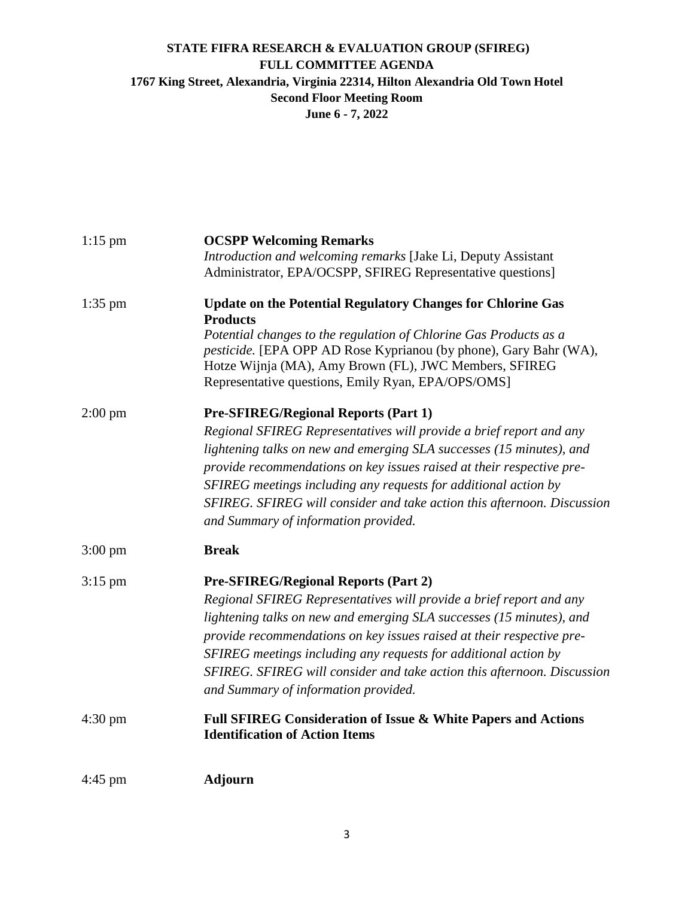**STATE FIFRA RESEARCH & EVALUATION GROUP (SFIREG)**
**FULL COMMITTEE AGENDA**
**1767 King Street, Alexandria, Virginia 22314, Hilton Alexandria Old Town Hotel**
**Second Floor Meeting Room**
**June 6 - 7, 2022**

| | |
|---|---|
| 1:15 pm | **OCSPP Welcoming Remarks**<br>*Introduction and welcoming remarks* [Jake Li, Deputy Assistant Administrator, EPA/OCSPP, SFIREG Representative questions] |
| 1:35 pm | **Update on the Potential Regulatory Changes for Chlorine Gas Products**<br>*Potential changes to the regulation of Chlorine Gas Products as a pesticide.* [EPA OPP AD Rose Kyprianou (by phone), Gary Bahr (WA), Hotze Wijnja (MA), Amy Brown (FL), JWC Members, SFIREG Representative questions, Emily Ryan, EPA/OPS/OMS] |
| 2:00 pm | **Pre-SFIREG/Regional Reports (Part 1)**<br>*Regional SFIREG Representatives will provide a brief report and any lightening talks on new and emerging SLA successes (15 minutes), and provide recommendations on key issues raised at their respective pre-SFIREG meetings including any requests for additional action by SFIREG. SFIREG will consider and take action this afternoon. Discussion and Summary of information provided.* |
| 3:00 pm | **Break** |
| 3:15 pm | **Pre-SFIREG/Regional Reports (Part 2)**<br>*Regional SFIREG Representatives will provide a brief report and any lightening talks on new and emerging SLA successes (15 minutes), and provide recommendations on key issues raised at their respective pre-SFIREG meetings including any requests for additional action by SFIREG. SFIREG will consider and take action this afternoon. Discussion and Summary of information provided.* |
| 4:30 pm | **Full SFIREG Consideration of Issue & White Papers and Actions Identification of Action Items** |
| 4:45 pm | **Adjourn** |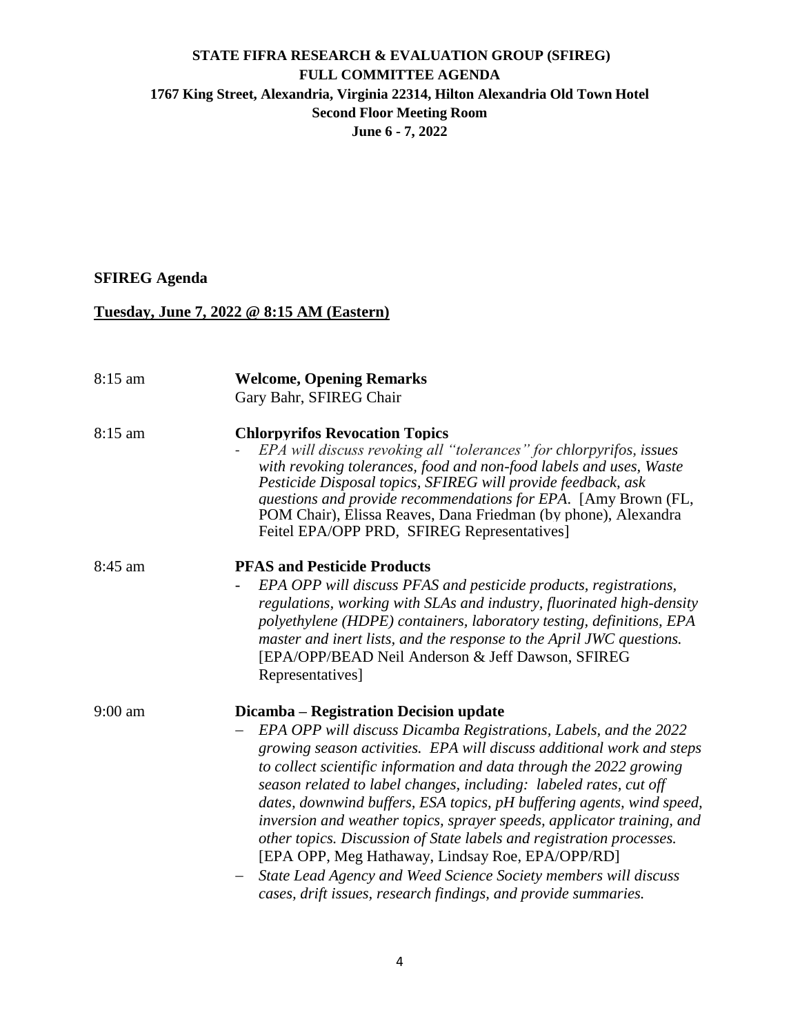**STATE FIFRA RESEARCH & EVALUATION GROUP (SFIREG)**
**FULL COMMITTEE AGENDA**
**1767 King Street, Alexandria, Virginia 22314, Hilton Alexandria Old Town Hotel**
**Second Floor Meeting Room**
**June 6 - 7, 2022**

**SFIREG Agenda**

**Tuesday, June 7, 2022 @ 8:15 AM (Eastern)**

8:15 am **Welcome, Opening Remarks**
Gary Bahr, SFIREG Chair

8:15 am **Chlorpyrifos Revocation Topics**

- *EPA will discuss revoking all "tolerances" for chlorpyrifos, issues with revoking tolerances, food and non-food labels and uses, Waste Pesticide Disposal topics, SFIREG will provide feedback, ask questions and provide recommendations for EPA.* [Amy Brown (FL, POM Chair), Elissa Reaves, Dana Friedman (by phone), Alexandra Feitel EPA/OPP PRD, SFIREG Representatives]

8:45 am **PFAS and Pesticide Products**

- *EPA OPP will discuss PFAS and pesticide products, registrations, regulations, working with SLAs and industry, fluorinated high-density polyethylene (HDPE) containers, laboratory testing, definitions, EPA master and inert lists, and the response to the April JWC questions.* [EPA/OPP/BEAD Neil Anderson & Jeff Dawson, SFIREG Representatives]

9:00 am **Dicamba – Registration Decision update**

- *EPA OPP will discuss Dicamba Registrations, Labels, and the 2022 growing season activities. EPA will discuss additional work and steps to collect scientific information and data through the 2022 growing season related to label changes, including: labeled rates, cut off dates, downwind buffers, ESA topics, pH buffering agents, wind speed, inversion and weather topics, sprayer speeds, applicator training, and other topics. Discussion of State labels and registration processes.* [EPA OPP, Meg Hathaway, Lindsay Roe, EPA/OPP/RD]
- *State Lead Agency and Weed Science Society members will discuss cases, drift issues, research findings, and provide summaries.*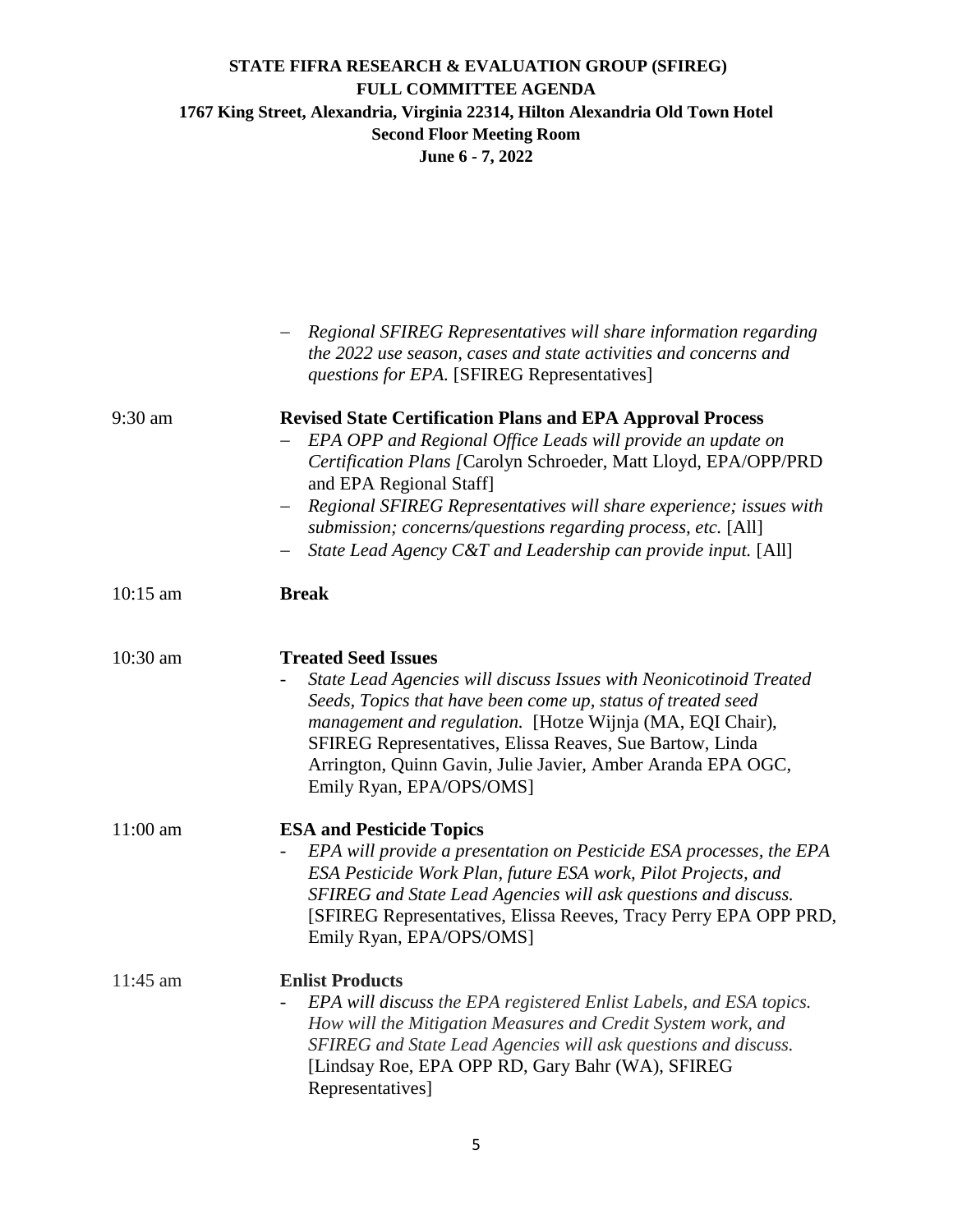**STATE FIFRA RESEARCH & EVALUATION GROUP (SFIREG)**
**FULL COMMITTEE AGENDA**
**1767 King Street, Alexandria, Virginia 22314, Hilton Alexandria Old Town Hotel**
**Second Floor Meeting Room**
**June 6 - 7, 2022**

| | |
|---|---|
| | – *Regional SFIREG Representatives will share information regarding the 2022 use season, cases and state activities and concerns and questions for EPA.* [SFIREG Representatives] |
| 9:30 am | **Revised State Certification Plans and EPA Approval Process**<br>– *EPA OPP and Regional Office Leads will provide an update on Certification Plans [*Carolyn Schroeder, Matt Lloyd, EPA/OPP/PRD and EPA Regional Staff]<br>– *Regional SFIREG Representatives will share experience; issues with submission; concerns/questions regarding process, etc.* [All]<br>– *State Lead Agency C&T and Leadership can provide input.* [All] |
| 10:15 am | **Break** |
| 10:30 am | **Treated Seed Issues**<br>- *State Lead Agencies will discuss Issues with Neonicotinoid Treated Seeds, Topics that have been come up, status of treated seed management and regulation.* [Hotze Wijnja (MA, EQI Chair), SFIREG Representatives, Elissa Reaves, Sue Bartow, Linda Arrington, Quinn Gavin, Julie Javier, Amber Aranda EPA OGC, Emily Ryan, EPA/OPS/OMS] |
| 11:00 am | **ESA and Pesticide Topics**<br>- *EPA will provide a presentation on Pesticide ESA processes, the EPA ESA Pesticide Work Plan, future ESA work, Pilot Projects, and SFIREG and State Lead Agencies will ask questions and discuss.* [SFIREG Representatives, Elissa Reeves, Tracy Perry EPA OPP PRD, Emily Ryan, EPA/OPS/OMS] |
| 11:45 am | **Enlist Products**<br>- *EPA will discuss the EPA registered Enlist Labels, and ESA topics. How will the Mitigation Measures and Credit System work, and SFIREG and State Lead Agencies will ask questions and discuss.* [Lindsay Roe, EPA OPP RD, Gary Bahr (WA), SFIREG Representatives] |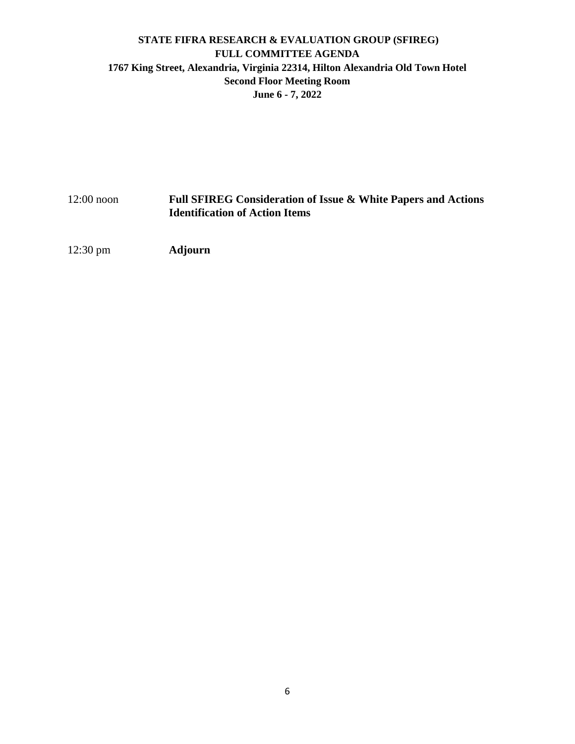**STATE FIFRA RESEARCH & EVALUATION GROUP (SFIREG)**
**FULL COMMITTEE AGENDA**
**1767 King Street, Alexandria, Virginia 22314, Hilton Alexandria Old Town Hotel**
**Second Floor Meeting Room**
**June 6 - 7, 2022**

| | |
|---|---|
| 12:00 noon | **Full SFIREG Consideration of Issue & White Papers and Actions Identification of Action Items** |
| 12:30 pm | **Adjourn** |